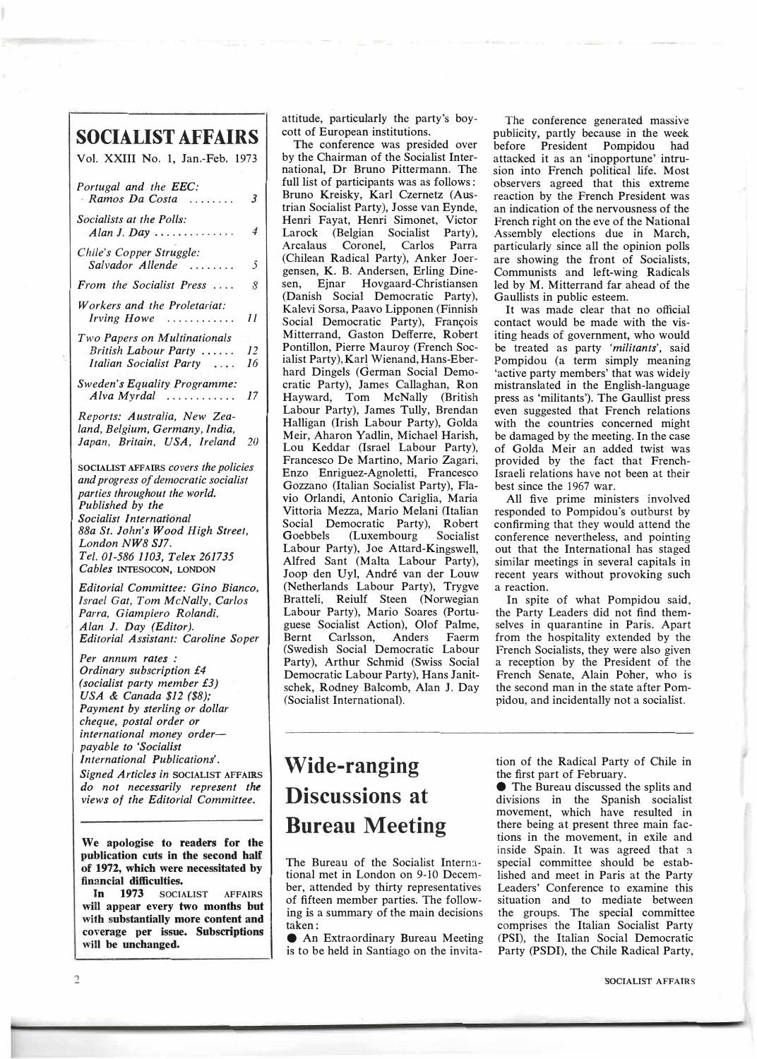# SOCIALIST AFFAIRS

Vol. XXIII No. 1, Jan.-Feb. 1973

| | |
|---|---|
| *Portugal and the EEC: Ramos Da Costa* | 3 |
| *Socialists at the Polls: Alan J. Day* | 4 |
| *Chile's Copper Struggle: Salvador Allende* | 5 |
| *From the Socialist Press* | 8 |
| *Workers and the Proletariat: Irving Howe* | 11 |
| *Two Papers on Multinationals British Labour Party* | 12 |
| *Italian Socialist Party* | 16 |
| *Sweden's Equality Programme: Alva Myrdal* | 17 |
| *Reports: Australia, New Zealand, Belgium, Germany, India, Japan, Britain, USA, Ireland* | 20 |

SOCIALIST AFFAIRS *covers the policies and progress of democratic socialist parties throughout the world.*
*Published by the Socialist International*
*88a St. John's Wood High Street, London NW8 SJ7.*
*Tel. 01-586 1103, Telex 261735*
*Cables* INTESOCON, LONDON

*Editorial Committee: Gino Bianco, Israel Gat, Tom McNally, Carlos Parra, Giampiero Rolandi, Alan J. Day (Editor).*
*Editorial Assistant: Caroline Soper*

*Per annum rates :*
*Ordinary subscription £4 (socialist party member £3)*
*USA & Canada $12 ($8);*
*Payment by sterling or dollar cheque, postal order or international money order—payable to 'Socialist International Publications'.*

*Signed Articles in* SOCIALIST AFFAIRS *do not necessarily represent the views of the Editorial Committee.*

**We apologise to readers for the publication cuts in the second half of 1972, which were necessitated by financial difficulties.**

**In 1973 SOCIALIST AFFAIRS will appear every two months but with substantially more content and coverage per issue. Subscriptions will be unchanged.**

attitude, particularly the party's boycott of European institutions.

The conference was presided over by the Chairman of the Socialist International, Dr Bruno Pittermann. The full list of participants was as follows: Bruno Kreisky, Karl Czernetz (Austrian Socialist Party), Josse van Eynde, Henri Fayat, Henri Simonet, Victor Larock (Belgian Socialist Party), Arcalaus Coronel, Carlos Parra (Chilean Radical Party), Anker Joergensen, K. B. Andersen, Erling Dinesen, Ejnar Hovgaard-Christiansen (Danish Social Democratic Party), Kalevi Sorsa, Paavo Lipponen (Finnish Social Democratic Party), François Mitterrand, Gaston Defferre, Robert Pontillon, Pierre Mauroy (French Socialist Party), Karl Wienand, Hans-Eberhard Dingels (German Social Democratic Party), James Callaghan, Ron Hayward, Tom McNally (British Labour Party), James Tully, Brendan Halligan (Irish Labour Party), Golda Meir, Aharon Yadlin, Michael Harish, Lou Keddar (Israel Labour Party), Francesco De Martino, Mario Zagari, Enzo Enriguez-Agnoletti, Francesco Gozzano (Italian Socialist Party), Flavio Orlandi, Antonio Cariglia, Maria Vittoria Mezza, Mario Melani (Italian Social Democratic Party), Robert Goebbels (Luxembourg Socialist Labour Party), Joe Attard-Kingswell, Alfred Sant (Malta Labour Party), Joop den Uyl, André van der Louw (Netherlands Labour Party), Trygve Bratteli, Reiulf Steen (Norwegian Labour Party), Mario Soares (Portuguese Socialist Action), Olof Palme, Bernt Carlsson, Anders Faerm (Swedish Social Democratic Labour Party), Arthur Schmid (Swiss Social Democratic Labour Party), Hans Janitschek, Rodney Balcomb, Alan J. Day (Socialist International).

The conference generated massive publicity, partly because in the week before President Pompidou had attacked it as an 'inopportune' intrusion into French political life. Most observers agreed that this extreme reaction by the French President was an indication of the nervousness of the French right on the eve of the National Assembly elections due in March, particularly since all the opinion polls are showing the front of Socialists, Communists and left-wing Radicals led by M. Mitterrand far ahead of the Gaullists in public esteem.

It was made clear that no official contact would be made with the visiting heads of government, who would be treated as party *'militants'*, said Pompidou (a term simply meaning 'active party members' that was widely mistranslated in the English-language press as 'militants'). The Gaullist press even suggested that French relations with the countries concerned might be damaged by the meeting. In the case of Golda Meir an added twist was provided by the fact that French-Israeli relations have not been at their best since the 1967 war.

All five prime ministers involved responded to Pompidou's outburst by confirming that they would attend the conference nevertheless, and pointing out that the International has staged similar meetings in several capitals in recent years without provoking such a reaction.

In spite of what Pompidou said, the Party Leaders did not find themselves in quarantine in Paris. Apart from the hospitality extended by the French Socialists, they were also given a reception by the President of the French Senate, Alain Poher, who is the second man in the state after Pompidou, and incidentally not a socialist.

## Wide-ranging Discussions at Bureau Meeting

The Bureau of the Socialist International met in London on 9-10 December, attended by thirty representatives of fifteen member parties. The following is a summary of the main decisions taken:

- An Extraordinary Bureau Meeting is to be held in Santiago on the invitation of the Radical Party of Chile in the first part of February.
- The Bureau discussed the splits and divisions in the Spanish socialist movement, which have resulted in there being at present three main factions in the movement, in exile and inside Spain. It was agreed that a special committee should be established and meet in Paris at the Party Leaders' Conference to examine this situation and to mediate between the groups. The special committee comprises the Italian Socialist Party (PSI), the Italian Social Democratic Party (PSDI), the Chile Radical Party,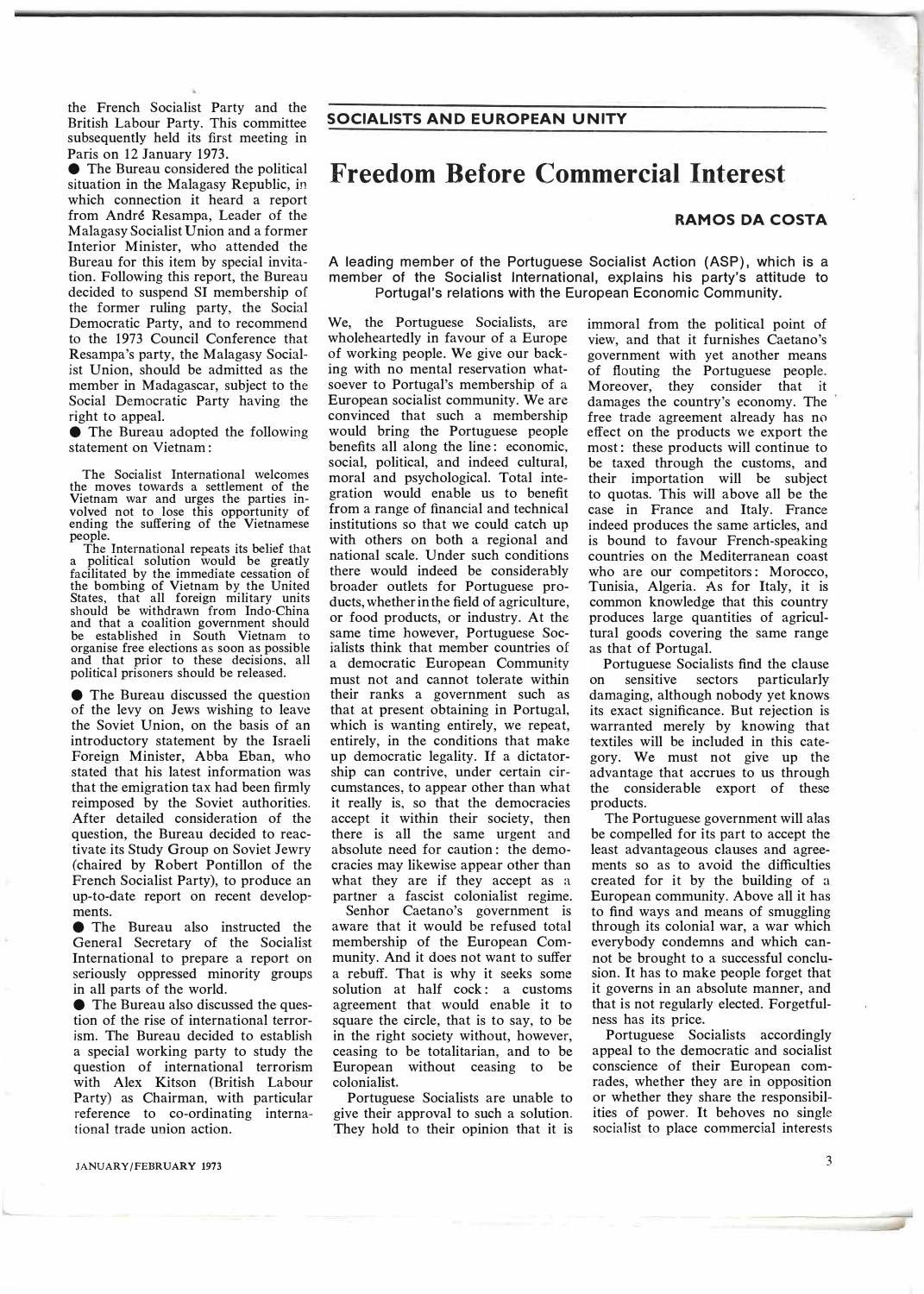the French Socialist Party and the British Labour Party. This committee subsequently held its first meeting in Paris on 12 January 1973.

- The Bureau considered the political situation in the Malagasy Republic, in which connection it heard a report from André Resampa, Leader of the Malagasy Socialist Union and a former Interior Minister, who attended the Bureau for this item by special invitation. Following this report, the Bureau decided to suspend SI membership of the former ruling party, the Social Democratic Party, and to recommend to the 1973 Council Conference that Resampa's party, the Malagasy Socialist Union, should be admitted as the member in Madagascar, subject to the Social Democratic Party having the right to appeal.

- The Bureau adopted the following statement on Vietnam:

> The Socialist International welcomes the moves towards a settlement of the Vietnam war and urges the parties involved not to lose this opportunity of ending the suffering of the Vietnamese people.
>
> The International repeats its belief that a political solution would be greatly facilitated by the immediate cessation of the bombing of Vietnam by the United States, that all foreign military units should be withdrawn from Indo-China and that a coalition government should be established in South Vietnam to organise free elections as soon as possible and that prior to these decisions, all political prisoners should be released.

- The Bureau discussed the question of the levy on Jews wishing to leave the Soviet Union, on the basis of an introductory statement by the Israeli Foreign Minister, Abba Eban, who stated that his latest information was that the emigration tax had been firmly reimposed by the Soviet authorities. After detailed consideration of the question, the Bureau decided to reactivate its Study Group on Soviet Jewry (chaired by Robert Pontillon of the French Socialist Party), to produce an up-to-date report on recent developments.

- The Bureau also instructed the General Secretary of the Socialist International to prepare a report on seriously oppressed minority groups in all parts of the world.

- The Bureau also discussed the question of the rise of international terrorism. The Bureau decided to establish a special working party to study the question of international terrorism with Alex Kitson (British Labour Party) as Chairman, with particular reference to co-ordinating international trade union action.

## SOCIALISTS AND EUROPEAN UNITY

# Freedom Before Commercial Interest

### RAMOS DA COSTA

A leading member of the Portuguese Socialist Action (ASP), which is a member of the Socialist International, explains his party's attitude to Portugal's relations with the European Economic Community.

We, the Portuguese Socialists, are wholeheartedly in favour of a Europe of working people. We give our backing with no mental reservation whatsoever to Portugal's membership of a European socialist community. We are convinced that such a membership would bring the Portuguese people benefits all along the line: economic, social, political, and indeed cultural, moral and psychological. Total integration would enable us to benefit from a range of financial and technical institutions so that we could catch up with others on both a regional and national scale. Under such conditions there would indeed be considerably broader outlets for Portuguese products, whether in the field of agriculture, or food products, or industry. At the same time however, Portuguese Socialists think that member countries of a democratic European Community must not and cannot tolerate within their ranks a government such as that at present obtaining in Portugal, which is wanting entirely, we repeat, entirely, in the conditions that make up democratic legality. If a dictatorship can contrive, under certain circumstances, to appear other than what it really is, so that the democracies accept it within their society, then there is all the same urgent and absolute need for caution: the democracies may likewise appear other than what they are if they accept as a partner a fascist colonialist regime.

Senhor Caetano's government is aware that it would be refused total membership of the European Community. And it does not want to suffer a rebuff. That is why it seeks some solution at half cock: a customs agreement that would enable it to square the circle, that is to say, to be in the right society without, however, ceasing to be totalitarian, and to be European without ceasing to be colonialist.

Portuguese Socialists are unable to give their approval to such a solution. They hold to their opinion that it is immoral from the political point of view, and that it furnishes Caetano's government with yet another means of flouting the Portuguese people. Moreover, they consider that it damages the country's economy. The free trade agreement already has no effect on the products we export the most: these products will continue to be taxed through the customs, and their importation will be subject to quotas. This will above all be the case in France and Italy. France indeed produces the same articles, and is bound to favour French-speaking countries on the Mediterranean coast who are our competitors: Morocco, Tunisia, Algeria. As for Italy, it is common knowledge that this country produces large quantities of agricultural goods covering the same range as that of Portugal.

Portuguese Socialists find the clause on sensitive sectors particularly damaging, although nobody yet knows its exact significance. But rejection is warranted merely by knowing that textiles will be included in this category. We must not give up the advantage that accrues to us through the considerable export of these products.

The Portuguese government will alas be compelled for its part to accept the least advantageous clauses and agreements so as to avoid the difficulties created for it by the building of a European community. Above all it has to find ways and means of smuggling through its colonial war, a war which everybody condemns and which cannot be brought to a successful conclusion. It has to make people forget that it governs in an absolute manner, and that is not regularly elected. Forgetfulness has its price.

Portuguese Socialists accordingly appeal to the democratic and socialist conscience of their European comrades, whether they are in opposition or whether they share the responsibilities of power. It behoves no single socialist to place commercial interests